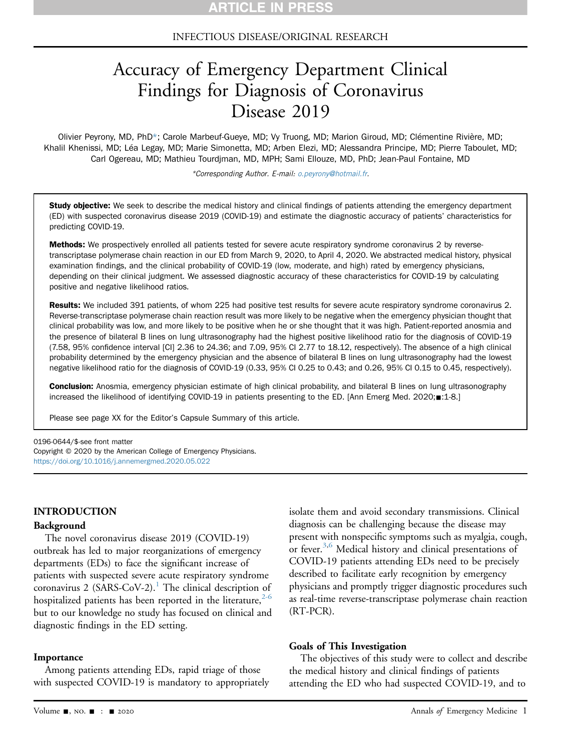ARTICLE IN PRESS

INFECTIOUS DISEASE/ORIGINAL RESEARCH

# Accuracy of Emergency Department Clinical Findings for Diagnosis of Coronavirus Disease 2019

Olivier Peyrony, MD, PhD*; Carole Marbeuf-Gueye, MD; Vy Truong, MD; Marion Giroud, MD; Clémentine Rivière, MD; Khalil Khenissi, MD; Léa Legay, MD; Marie Simonetta, MD; Arben Elezi, MD; Alessandra Principe, MD; Pierre Taboulet, MD; Carl Ogereau, MD; Mathieu Tourdjman, MD, MPH; Sami Ellouze, MD, PhD; Jean-Paul Fontaine, MD

*Corresponding Author. E-mail: o.peyrony@hotmail.fr.

**Study objective:** We seek to describe the medical history and clinical findings of patients attending the emergency department (ED) with suspected coronavirus disease 2019 (COVID-19) and estimate the diagnostic accuracy of patients' characteristics for predicting COVID-19.

**Methods:** We prospectively enrolled all patients tested for severe acute respiratory syndrome coronavirus 2 by reverse-transcriptase polymerase chain reaction in our ED from March 9, 2020, to April 4, 2020. We abstracted medical history, physical examination findings, and the clinical probability of COVID-19 (low, moderate, and high) rated by emergency physicians, depending on their clinical judgment. We assessed diagnostic accuracy of these characteristics for COVID-19 by calculating positive and negative likelihood ratios.

**Results:** We included 391 patients, of whom 225 had positive test results for severe acute respiratory syndrome coronavirus 2. Reverse-transcriptase polymerase chain reaction result was more likely to be negative when the emergency physician thought that clinical probability was low, and more likely to be positive when he or she thought that it was high. Patient-reported anosmia and the presence of bilateral B lines on lung ultrasonography had the highest positive likelihood ratio for the diagnosis of COVID-19 (7.58, 95% confidence interval [CI] 2.36 to 24.36; and 7.09, 95% CI 2.77 to 18.12, respectively). The absence of a high clinical probability determined by the emergency physician and the absence of bilateral B lines on lung ultrasonography had the lowest negative likelihood ratio for the diagnosis of COVID-19 (0.33, 95% CI 0.25 to 0.43; and 0.26, 95% CI 0.15 to 0.45, respectively).

**Conclusion:** Anosmia, emergency physician estimate of high clinical probability, and bilateral B lines on lung ultrasonography increased the likelihood of identifying COVID-19 in patients presenting to the ED. [Ann Emerg Med. 2020;■:1-8.]

Please see page XX for the Editor's Capsule Summary of this article.

0196-0644/$-see front matter
Copyright © 2020 by the American College of Emergency Physicians.
https://doi.org/10.1016/j.annemergmed.2020.05.022

## INTRODUCTION

### Background

The novel coronavirus disease 2019 (COVID-19) outbreak has led to major reorganizations of emergency departments (EDs) to face the significant increase of patients with suspected severe acute respiratory syndrome coronavirus 2 (SARS-CoV-2).[1] The clinical description of hospitalized patients has been reported in the literature,[2-6] but to our knowledge no study has focused on clinical and diagnostic findings in the ED setting.

### Importance

Among patients attending EDs, rapid triage of those with suspected COVID-19 is mandatory to appropriately isolate them and avoid secondary transmissions. Clinical diagnosis can be challenging because the disease may present with nonspecific symptoms such as myalgia, cough, or fever.[3,6] Medical history and clinical presentations of COVID-19 patients attending EDs need to be precisely described to facilitate early recognition by emergency physicians and promptly trigger diagnostic procedures such as real-time reverse-transcriptase polymerase chain reaction (RT-PCR).

### Goals of This Investigation

The objectives of this study were to collect and describe the medical history and clinical findings of patients attending the ED who had suspected COVID-19, and to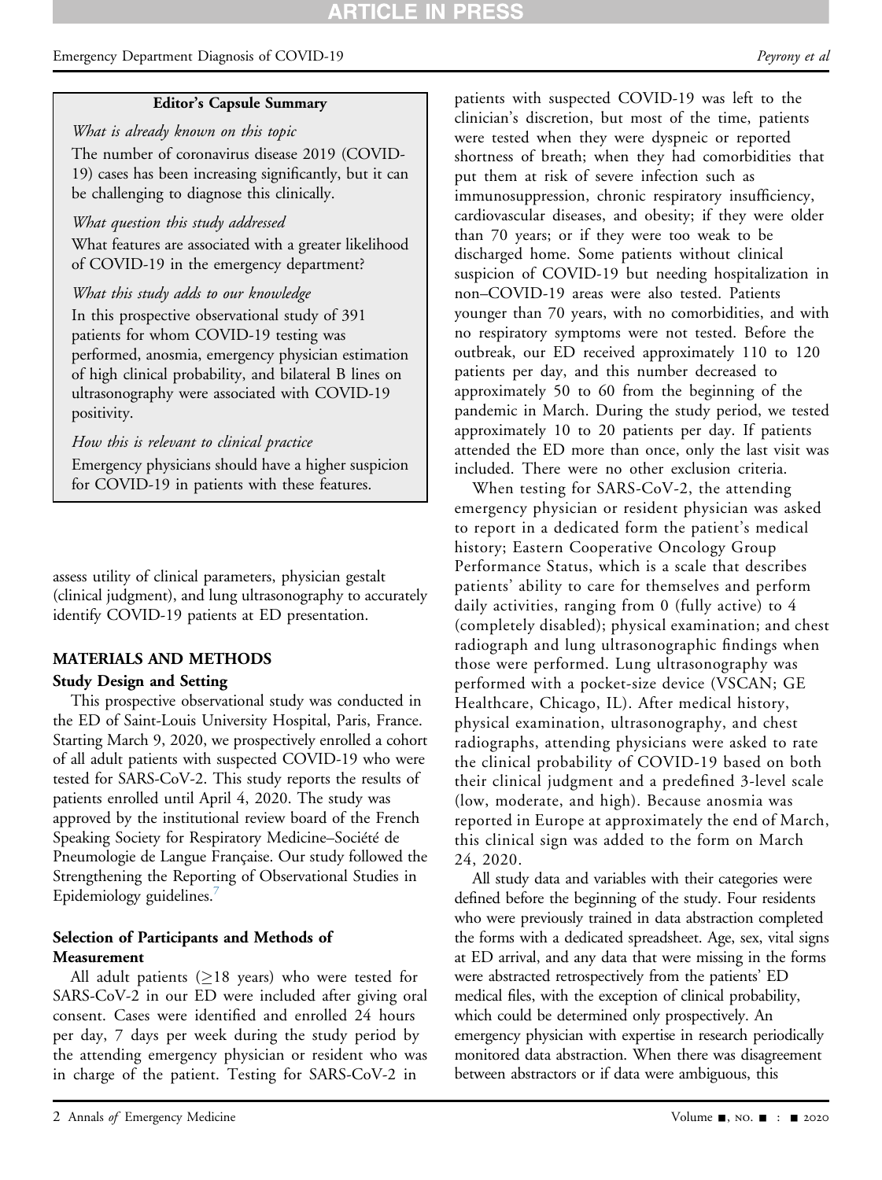**Editor's Capsule Summary**

*What is already known on this topic*

The number of coronavirus disease 2019 (COVID-19) cases has been increasing significantly, but it can be challenging to diagnose this clinically.

*What question this study addressed*

What features are associated with a greater likelihood of COVID-19 in the emergency department?

*What this study adds to our knowledge*

In this prospective observational study of 391 patients for whom COVID-19 testing was performed, anosmia, emergency physician estimation of high clinical probability, and bilateral B lines on ultrasonography were associated with COVID-19 positivity.

*How this is relevant to clinical practice*

Emergency physicians should have a higher suspicion for COVID-19 in patients with these features.

assess utility of clinical parameters, physician gestalt (clinical judgment), and lung ultrasonography to accurately identify COVID-19 patients at ED presentation.

## MATERIALS AND METHODS

### Study Design and Setting

This prospective observational study was conducted in the ED of Saint-Louis University Hospital, Paris, France. Starting March 9, 2020, we prospectively enrolled a cohort of all adult patients with suspected COVID-19 who were tested for SARS-CoV-2. This study reports the results of patients enrolled until April 4, 2020. The study was approved by the institutional review board of the French Speaking Society for Respiratory Medicine–Société de Pneumologie de Langue Française. Our study followed the Strengthening the Reporting of Observational Studies in Epidemiology guidelines.[7]

### Selection of Participants and Methods of Measurement

All adult patients (≥18 years) who were tested for SARS-CoV-2 in our ED were included after giving oral consent. Cases were identified and enrolled 24 hours per day, 7 days per week during the study period by the attending emergency physician or resident who was in charge of the patient. Testing for SARS-CoV-2 in patients with suspected COVID-19 was left to the clinician's discretion, but most of the time, patients were tested when they were dyspneic or reported shortness of breath; when they had comorbidities that put them at risk of severe infection such as immunosuppression, chronic respiratory insufficiency, cardiovascular diseases, and obesity; if they were older than 70 years; or if they were too weak to be discharged home. Some patients without clinical suspicion of COVID-19 but needing hospitalization in non–COVID-19 areas were also tested. Patients younger than 70 years, with no comorbidities, and with no respiratory symptoms were not tested. Before the outbreak, our ED received approximately 110 to 120 patients per day, and this number decreased to approximately 50 to 60 from the beginning of the pandemic in March. During the study period, we tested approximately 10 to 20 patients per day. If patients attended the ED more than once, only the last visit was included. There were no other exclusion criteria.

When testing for SARS-CoV-2, the attending emergency physician or resident physician was asked to report in a dedicated form the patient's medical history; Eastern Cooperative Oncology Group Performance Status, which is a scale that describes patients' ability to care for themselves and perform daily activities, ranging from 0 (fully active) to 4 (completely disabled); physical examination; and chest radiograph and lung ultrasonographic findings when those were performed. Lung ultrasonography was performed with a pocket-size device (VSCAN; GE Healthcare, Chicago, IL). After medical history, physical examination, ultrasonography, and chest radiographs, attending physicians were asked to rate the clinical probability of COVID-19 based on both their clinical judgment and a predefined 3-level scale (low, moderate, and high). Because anosmia was reported in Europe at approximately the end of March, this clinical sign was added to the form on March 24, 2020.

All study data and variables with their categories were defined before the beginning of the study. Four residents who were previously trained in data abstraction completed the forms with a dedicated spreadsheet. Age, sex, vital signs at ED arrival, and any data that were missing in the forms were abstracted retrospectively from the patients' ED medical files, with the exception of clinical probability, which could be determined only prospectively. An emergency physician with expertise in research periodically monitored data abstraction. When there was disagreement between abstractors or if data were ambiguous, this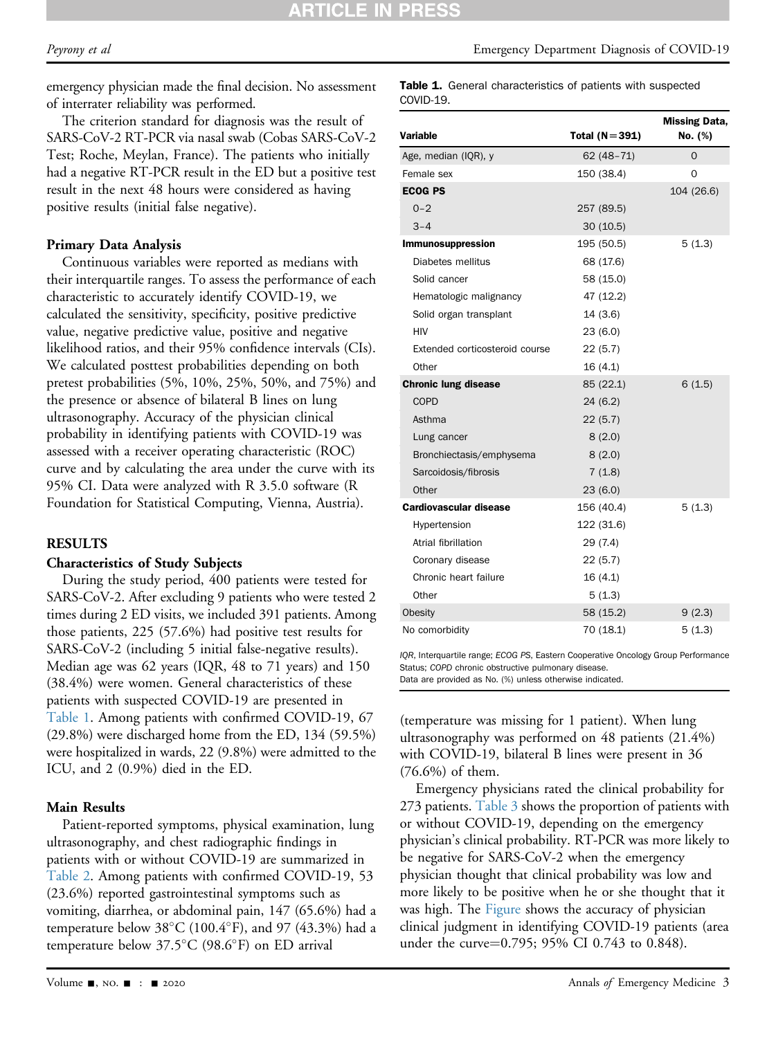emergency physician made the final decision. No assessment of interrater reliability was performed.

The criterion standard for diagnosis was the result of SARS-CoV-2 RT-PCR via nasal swab (Cobas SARS-CoV-2 Test; Roche, Meylan, France). The patients who initially had a negative RT-PCR result in the ED but a positive test result in the next 48 hours were considered as having positive results (initial false negative).

### Primary Data Analysis

Continuous variables were reported as medians with their interquartile ranges. To assess the performance of each characteristic to accurately identify COVID-19, we calculated the sensitivity, specificity, positive predictive value, negative predictive value, positive and negative likelihood ratios, and their 95% confidence intervals (CIs). We calculated posttest probabilities depending on both pretest probabilities (5%, 10%, 25%, 50%, and 75%) and the presence or absence of bilateral B lines on lung ultrasonography. Accuracy of the physician clinical probability in identifying patients with COVID-19 was assessed with a receiver operating characteristic (ROC) curve and by calculating the area under the curve with its 95% CI. Data were analyzed with R 3.5.0 software (R Foundation for Statistical Computing, Vienna, Austria).

## RESULTS

### Characteristics of Study Subjects

During the study period, 400 patients were tested for SARS-CoV-2. After excluding 9 patients who were tested 2 times during 2 ED visits, we included 391 patients. Among those patients, 225 (57.6%) had positive test results for SARS-CoV-2 (including 5 initial false-negative results). Median age was 62 years (IQR, 48 to 71 years) and 150 (38.4%) were women. General characteristics of these patients with suspected COVID-19 are presented in Table 1. Among patients with confirmed COVID-19, 67 (29.8%) were discharged home from the ED, 134 (59.5%) were hospitalized in wards, 22 (9.8%) were admitted to the ICU, and 2 (0.9%) died in the ED.

### Main Results

Patient-reported symptoms, physical examination, lung ultrasonography, and chest radiographic findings in patients with or without COVID-19 are summarized in Table 2. Among patients with confirmed COVID-19, 53 (23.6%) reported gastrointestinal symptoms such as vomiting, diarrhea, or abdominal pain, 147 (65.6%) had a temperature below 38°C (100.4°F), and 97 (43.3%) had a temperature below 37.5°C (98.6°F) on ED arrival (temperature was missing for 1 patient). When lung ultrasonography was performed on 48 patients (21.4%) with COVID-19, bilateral B lines were present in 36 (76.6%) of them.

Emergency physicians rated the clinical probability for 273 patients. Table 3 shows the proportion of patients with or without COVID-19, depending on the emergency physician's clinical probability. RT-PCR was more likely to be negative for SARS-CoV-2 when the emergency physician thought that clinical probability was low and more likely to be positive when he or she thought that it was high. The Figure shows the accuracy of physician clinical judgment in identifying COVID-19 patients (area under the curve=0.795; 95% CI 0.743 to 0.848).

**Table 1.** General characteristics of patients with suspected COVID-19.

| Variable | Total (N=391) | Missing Data, No. (%) |
|---|---|---|
| Age, median (IQR), y | 62 (48–71) | 0 |
| Female sex | 150 (38.4) | 0 |
| **ECOG PS** | | 104 (26.6) |
| 0–2 | 257 (89.5) | |
| 3–4 | 30 (10.5) | |
| **Immunosuppression** | 195 (50.5) | 5 (1.3) |
| Diabetes mellitus | 68 (17.6) | |
| Solid cancer | 58 (15.0) | |
| Hematologic malignancy | 47 (12.2) | |
| Solid organ transplant | 14 (3.6) | |
| HIV | 23 (6.0) | |
| Extended corticosteroid course | 22 (5.7) | |
| Other | 16 (4.1) | |
| **Chronic lung disease** | 85 (22.1) | 6 (1.5) |
| COPD | 24 (6.2) | |
| Asthma | 22 (5.7) | |
| Lung cancer | 8 (2.0) | |
| Bronchiectasis/emphysema | 8 (2.0) | |
| Sarcoidosis/fibrosis | 7 (1.8) | |
| Other | 23 (6.0) | |
| **Cardiovascular disease** | 156 (40.4) | 5 (1.3) |
| Hypertension | 122 (31.6) | |
| Atrial fibrillation | 29 (7.4) | |
| Coronary disease | 22 (5.7) | |
| Chronic heart failure | 16 (4.1) | |
| Other | 5 (1.3) | |
| Obesity | 58 (15.2) | 9 (2.3) |
| No comorbidity | 70 (18.1) | 5 (1.3) |

*IQR*, Interquartile range; *ECOG PS*, Eastern Cooperative Oncology Group Performance Status; *COPD* chronic obstructive pulmonary disease.
Data are provided as No. (%) unless otherwise indicated.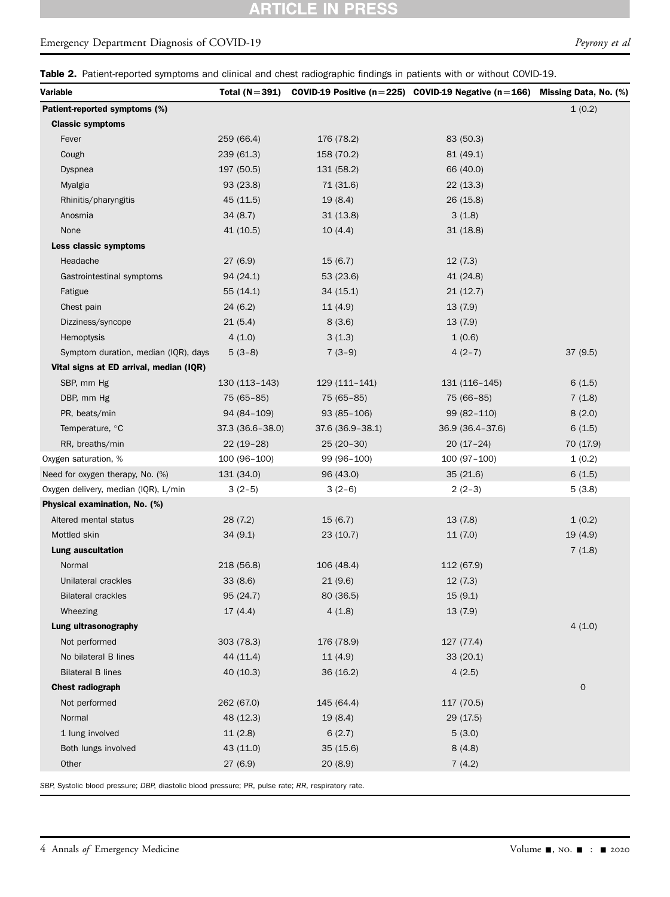**Table 2.** Patient-reported symptoms and clinical and chest radiographic findings in patients with or without COVID-19.

| Variable | Total (N=391) | COVID-19 Positive (n=225) | COVID-19 Negative (n=166) | Missing Data, No. (%) |
|---|---|---|---|---|
| **Patient-reported symptoms (%)** | | | | 1 (0.2) |
| **Classic symptoms** | | | | |
| Fever | 259 (66.4) | 176 (78.2) | 83 (50.3) | |
| Cough | 239 (61.3) | 158 (70.2) | 81 (49.1) | |
| Dyspnea | 197 (50.5) | 131 (58.2) | 66 (40.0) | |
| Myalgia | 93 (23.8) | 71 (31.6) | 22 (13.3) | |
| Rhinitis/pharyngitis | 45 (11.5) | 19 (8.4) | 26 (15.8) | |
| Anosmia | 34 (8.7) | 31 (13.8) | 3 (1.8) | |
| None | 41 (10.5) | 10 (4.4) | 31 (18.8) | |
| **Less classic symptoms** | | | | |
| Headache | 27 (6.9) | 15 (6.7) | 12 (7.3) | |
| Gastrointestinal symptoms | 94 (24.1) | 53 (23.6) | 41 (24.8) | |
| Fatigue | 55 (14.1) | 34 (15.1) | 21 (12.7) | |
| Chest pain | 24 (6.2) | 11 (4.9) | 13 (7.9) | |
| Dizziness/syncope | 21 (5.4) | 8 (3.6) | 13 (7.9) | |
| Hemoptysis | 4 (1.0) | 3 (1.3) | 1 (0.6) | |
| Symptom duration, median (IQR), days | 5 (3–8) | 7 (3–9) | 4 (2–7) | 37 (9.5) |
| **Vital signs at ED arrival, median (IQR)** | | | | |
| SBP, mm Hg | 130 (113–143) | 129 (111–141) | 131 (116–145) | 6 (1.5) |
| DBP, mm Hg | 75 (65–85) | 75 (65–85) | 75 (66–85) | 7 (1.8) |
| PR, beats/min | 94 (84–109) | 93 (85–106) | 99 (82–110) | 8 (2.0) |
| Temperature, °C | 37.3 (36.6–38.0) | 37.6 (36.9–38.1) | 36.9 (36.4–37.6) | 6 (1.5) |
| RR, breaths/min | 22 (19–28) | 25 (20–30) | 20 (17–24) | 70 (17.9) |
| Oxygen saturation, % | 100 (96–100) | 99 (96–100) | 100 (97–100) | 1 (0.2) |
| Need for oxygen therapy, No. (%) | 131 (34.0) | 96 (43.0) | 35 (21.6) | 6 (1.5) |
| Oxygen delivery, median (IQR), L/min | 3 (2–5) | 3 (2–6) | 2 (2–3) | 5 (3.8) |
| **Physical examination, No. (%)** | | | | |
| Altered mental status | 28 (7.2) | 15 (6.7) | 13 (7.8) | 1 (0.2) |
| Mottled skin | 34 (9.1) | 23 (10.7) | 11 (7.0) | 19 (4.9) |
| **Lung auscultation** | | | | 7 (1.8) |
| Normal | 218 (56.8) | 106 (48.4) | 112 (67.9) | |
| Unilateral crackles | 33 (8.6) | 21 (9.6) | 12 (7.3) | |
| Bilateral crackles | 95 (24.7) | 80 (36.5) | 15 (9.1) | |
| Wheezing | 17 (4.4) | 4 (1.8) | 13 (7.9) | |
| **Lung ultrasonography** | | | | 4 (1.0) |
| Not performed | 303 (78.3) | 176 (78.9) | 127 (77.4) | |
| No bilateral B lines | 44 (11.4) | 11 (4.9) | 33 (20.1) | |
| Bilateral B lines | 40 (10.3) | 36 (16.2) | 4 (2.5) | |
| **Chest radiograph** | | | | 0 |
| Not performed | 262 (67.0) | 145 (64.4) | 117 (70.5) | |
| Normal | 48 (12.3) | 19 (8.4) | 29 (17.5) | |
| 1 lung involved | 11 (2.8) | 6 (2.7) | 5 (3.0) | |
| Both lungs involved | 43 (11.0) | 35 (15.6) | 8 (4.8) | |
| Other | 27 (6.9) | 20 (8.9) | 7 (4.2) | |

*SBP*, Systolic blood pressure; *DBP*, diastolic blood pressure; PR, pulse rate; *RR*, respiratory rate.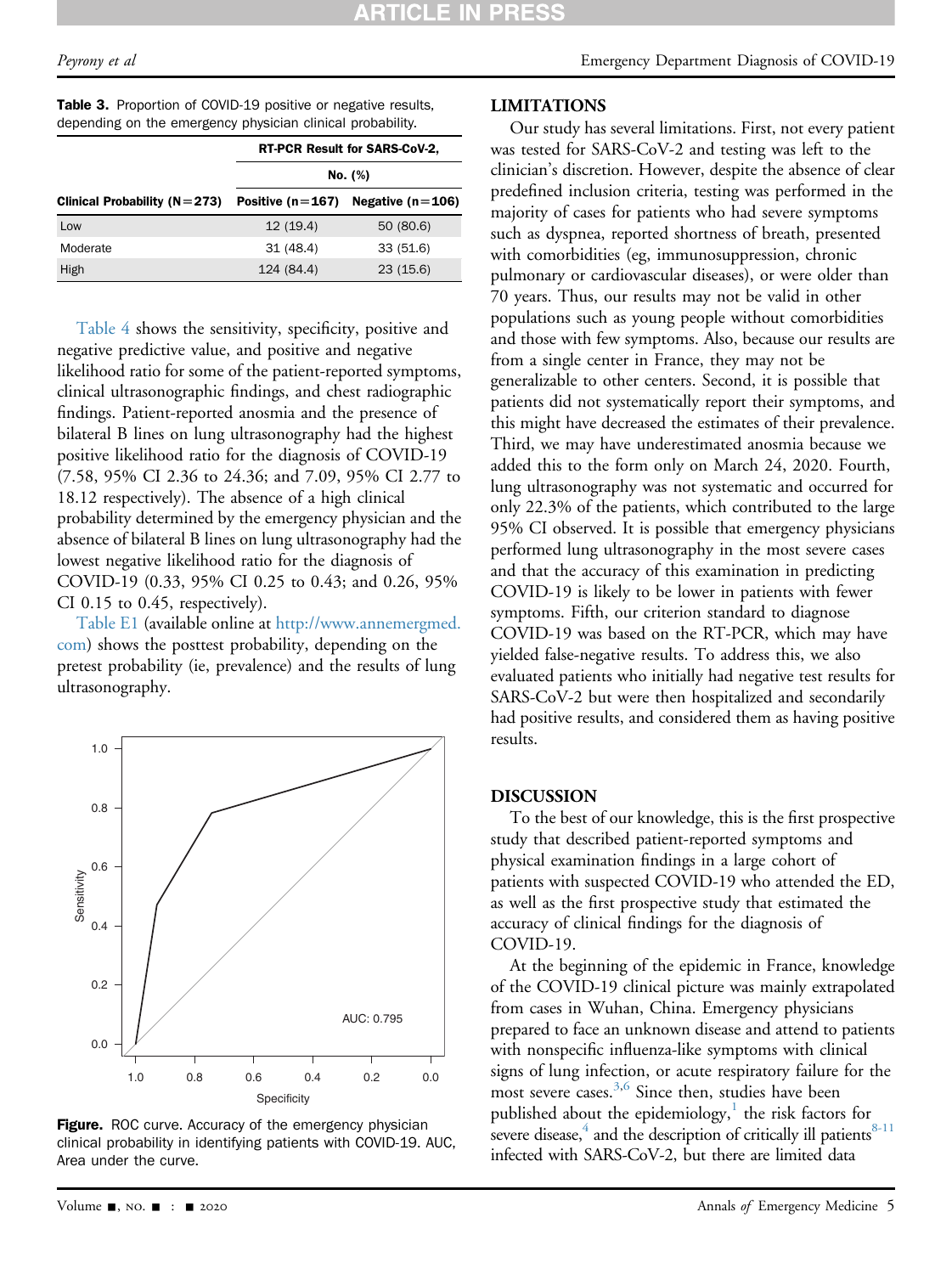**Table 3.** Proportion of COVID-19 positive or negative results, depending on the emergency physician clinical probability.

| Clinical Probability (N=273) | RT-PCR Result for SARS-CoV-2, No. (%) | |
|---|---|---|
| | Positive (n=167) | Negative (n=106) |
| Low | 12 (19.4) | 50 (80.6) |
| Moderate | 31 (48.4) | 33 (51.6) |
| High | 124 (84.4) | 23 (15.6) |

Table 4 shows the sensitivity, specificity, positive and negative predictive value, and positive and negative likelihood ratio for some of the patient-reported symptoms, clinical ultrasonographic findings, and chest radiographic findings. Patient-reported anosmia and the presence of bilateral B lines on lung ultrasonography had the highest positive likelihood ratio for the diagnosis of COVID-19 (7.58, 95% CI 2.36 to 24.36; and 7.09, 95% CI 2.77 to 18.12 respectively). The absence of a high clinical probability determined by the emergency physician and the absence of bilateral B lines on lung ultrasonography had the lowest negative likelihood ratio for the diagnosis of COVID-19 (0.33, 95% CI 0.25 to 0.43; and 0.26, 95% CI 0.15 to 0.45, respectively).

Table E1 (available online at http://www.annemergmed.com) shows the posttest probability, depending on the pretest probability (ie, prevalence) and the results of lung ultrasonography.

**Figure.** ROC curve. Accuracy of the emergency physician clinical probability in identifying patients with COVID-19. AUC, Area under the curve.

## LIMITATIONS

Our study has several limitations. First, not every patient was tested for SARS-CoV-2 and testing was left to the clinician's discretion. However, despite the absence of clear predefined inclusion criteria, testing was performed in the majority of cases for patients who had severe symptoms such as dyspnea, reported shortness of breath, presented with comorbidities (eg, immunosuppression, chronic pulmonary or cardiovascular diseases), or were older than 70 years. Thus, our results may not be valid in other populations such as young people without comorbidities and those with few symptoms. Also, because our results are from a single center in France, they may not be generalizable to other centers. Second, it is possible that patients did not systematically report their symptoms, and this might have decreased the estimates of their prevalence. Third, we may have underestimated anosmia because we added this to the form only on March 24, 2020. Fourth, lung ultrasonography was not systematic and occurred for only 22.3% of the patients, which contributed to the large 95% CI observed. It is possible that emergency physicians performed lung ultrasonography in the most severe cases and that the accuracy of this examination in predicting COVID-19 is likely to be lower in patients with fewer symptoms. Fifth, our criterion standard to diagnose COVID-19 was based on the RT-PCR, which may have yielded false-negative results. To address this, we also evaluated patients who initially had negative test results for SARS-CoV-2 but were then hospitalized and secondarily had positive results, and considered them as having positive results.

## DISCUSSION

To the best of our knowledge, this is the first prospective study that described patient-reported symptoms and physical examination findings in a large cohort of patients with suspected COVID-19 who attended the ED, as well as the first prospective study that estimated the accuracy of clinical findings for the diagnosis of COVID-19.

At the beginning of the epidemic in France, knowledge of the COVID-19 clinical picture was mainly extrapolated from cases in Wuhan, China. Emergency physicians prepared to face an unknown disease and attend to patients with nonspecific influenza-like symptoms with clinical signs of lung infection, or acute respiratory failure for the most severe cases.[3,6] Since then, studies have been published about the epidemiology,[1] the risk factors for severe disease,[4] and the description of critically ill patients[8-11] infected with SARS-CoV-2, but there are limited data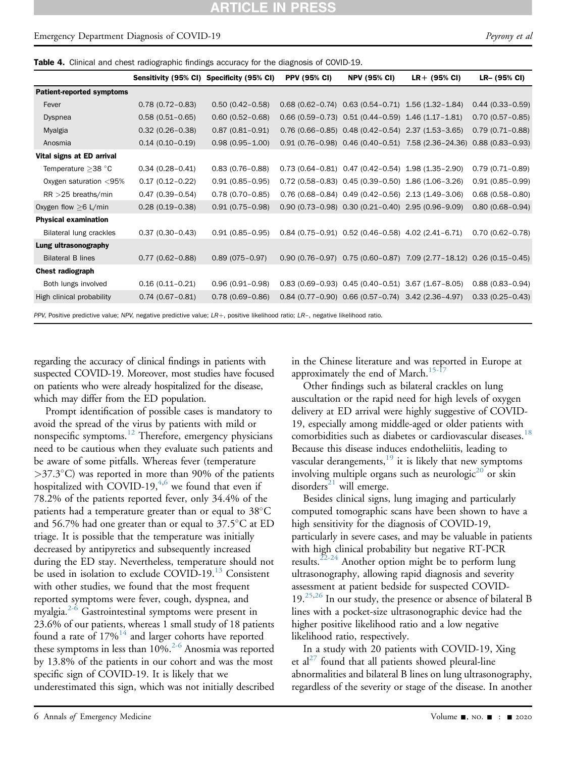**Table 4.** Clinical and chest radiographic findings accuracy for the diagnosis of COVID-19.

| | Sensitivity (95% CI) | Specificity (95% CI) | PPV (95% CI) | NPV (95% CI) | LR+ (95% CI) | LR– (95% CI) |
|---|---|---|---|---|---|---|
| **Patient-reported symptoms** | | | | | | |
| Fever | 0.78 (0.72–0.83) | 0.50 (0.42–0.58) | 0.68 (0.62–0.74) | 0.63 (0.54–0.71) | 1.56 (1.32–1.84) | 0.44 (0.33–0.59) |
| Dyspnea | 0.58 (0.51–0.65) | 0.60 (0.52–0.68) | 0.66 (0.59–0.73) | 0.51 (0.44–0.59) | 1.46 (1.17–1.81) | 0.70 (0.57–0.85) |
| Myalgia | 0.32 (0.26–0.38) | 0.87 (0.81–0.91) | 0.76 (0.66–0.85) | 0.48 (0.42–0.54) | 2.37 (1.53–3.65) | 0.79 (0.71–0.88) |
| Anosmia | 0.14 (0.10–0.19) | 0.98 (0.95–1.00) | 0.91 (0.76–0.98) | 0.46 (0.40–0.51) | 7.58 (2.36–24.36) | 0.88 (0.83–0.93) |
| **Vital signs at ED arrival** | | | | | | |
| Temperature ≥38 °C | 0.34 (0.28–0.41) | 0.83 (0.76–0.88) | 0.73 (0.64–0.81) | 0.47 (0.42–0.54) | 1.98 (1.35–2.90) | 0.79 (0.71–0.89) |
| Oxygen saturation <95% | 0.17 (0.12–0.22) | 0.91 (0.85–0.95) | 0.72 (0.58–0.83) | 0.45 (0.39–0.50) | 1.86 (1.06–3.26) | 0.91 (0.85–0.99) |
| RR >25 breaths/min | 0.47 (0.39–0.54) | 0.78 (0.70–0.85) | 0.76 (0.68–0.84) | 0.49 (0.42–0.56) | 2.13 (1.49–3.06) | 0.68 (0.58–0.80) |
| Oxygen flow ≥6 L/min | 0.28 (0.19–0.38) | 0.91 (0.75–0.98) | 0.90 (0.73–0.98) | 0.30 (0.21–0.40) | 2.95 (0.96–9.09) | 0.80 (0.68–0.94) |
| **Physical examination** | | | | | | |
| Bilateral lung crackles | 0.37 (0.30–0.43) | 0.91 (0.85–0.95) | 0.84 (0.75–0.91) | 0.52 (0.46–0.58) | 4.02 (2.41–6.71) | 0.70 (0.62–0.78) |
| **Lung ultrasonography** | | | | | | |
| Bilateral B lines | 0.77 (0.62–0.88) | 0.89 (075–0.97) | 0.90 (0.76–0.97) | 0.75 (0.60–0.87) | 7.09 (2.77–18.12) | 0.26 (0.15–0.45) |
| **Chest radiograph** | | | | | | |
| Both lungs involved | 0.16 (0.11–0.21) | 0.96 (0.91–0.98) | 0.83 (0.69–0.93) | 0.45 (0.40–0.51) | 3.67 (1.67–8.05) | 0.88 (0.83–0.94) |
| High clinical probability | 0.74 (0.67–0.81) | 0.78 (0.69–0.86) | 0.84 (0.77–0.90) | 0.66 (0.57–0.74) | 3.42 (2.36–4.97) | 0.33 (0.25–0.43) |

*PPV*, Positive predictive value; *NPV*, negative predictive value; *LR+*, positive likelihood ratio; *LR–*, negative likelihood ratio.

regarding the accuracy of clinical findings in patients with suspected COVID-19. Moreover, most studies have focused on patients who were already hospitalized for the disease, which may differ from the ED population.

Prompt identification of possible cases is mandatory to avoid the spread of the virus by patients with mild or nonspecific symptoms.[12] Therefore, emergency physicians need to be cautious when they evaluate such patients and be aware of some pitfalls. Whereas fever (temperature >37.3°C) was reported in more than 90% of the patients hospitalized with COVID-19,[4,6] we found that even if 78.2% of the patients reported fever, only 34.4% of the patients had a temperature greater than or equal to 38°C and 56.7% had one greater than or equal to 37.5°C at ED triage. It is possible that the temperature was initially decreased by antipyretics and subsequently increased during the ED stay. Nevertheless, temperature should not be used in isolation to exclude COVID-19.[13] Consistent with other studies, we found that the most frequent reported symptoms were fever, cough, dyspnea, and myalgia.[2-6] Gastrointestinal symptoms were present in 23.6% of our patients, whereas 1 small study of 18 patients found a rate of 17%[14] and larger cohorts have reported these symptoms in less than 10%.[2-6] Anosmia was reported by 13.8% of the patients in our cohort and was the most specific sign of COVID-19. It is likely that we underestimated this sign, which was not initially described in the Chinese literature and was reported in Europe at approximately the end of March.[15-17]

Other findings such as bilateral crackles on lung auscultation or the rapid need for high levels of oxygen delivery at ED arrival were highly suggestive of COVID-19, especially among middle-aged or older patients with comorbidities such as diabetes or cardiovascular diseases.[18] Because this disease induces endotheliitis, leading to vascular derangements,[19] it is likely that new symptoms involving multiple organs such as neurologic[20] or skin disorders[21] will emerge.

Besides clinical signs, lung imaging and particularly computed tomographic scans have been shown to have a high sensitivity for the diagnosis of COVID-19, particularly in severe cases, and may be valuable in patients with high clinical probability but negative RT-PCR results.[22-24] Another option might be to perform lung ultrasonography, allowing rapid diagnosis and severity assessment at patient bedside for suspected COVID-19.[25,26] In our study, the presence or absence of bilateral B lines with a pocket-size ultrasonographic device had the higher positive likelihood ratio and a low negative likelihood ratio, respectively.

In a study with 20 patients with COVID-19, Xing et al[27] found that all patients showed pleural-line abnormalities and bilateral B lines on lung ultrasonography, regardless of the severity or stage of the disease. In another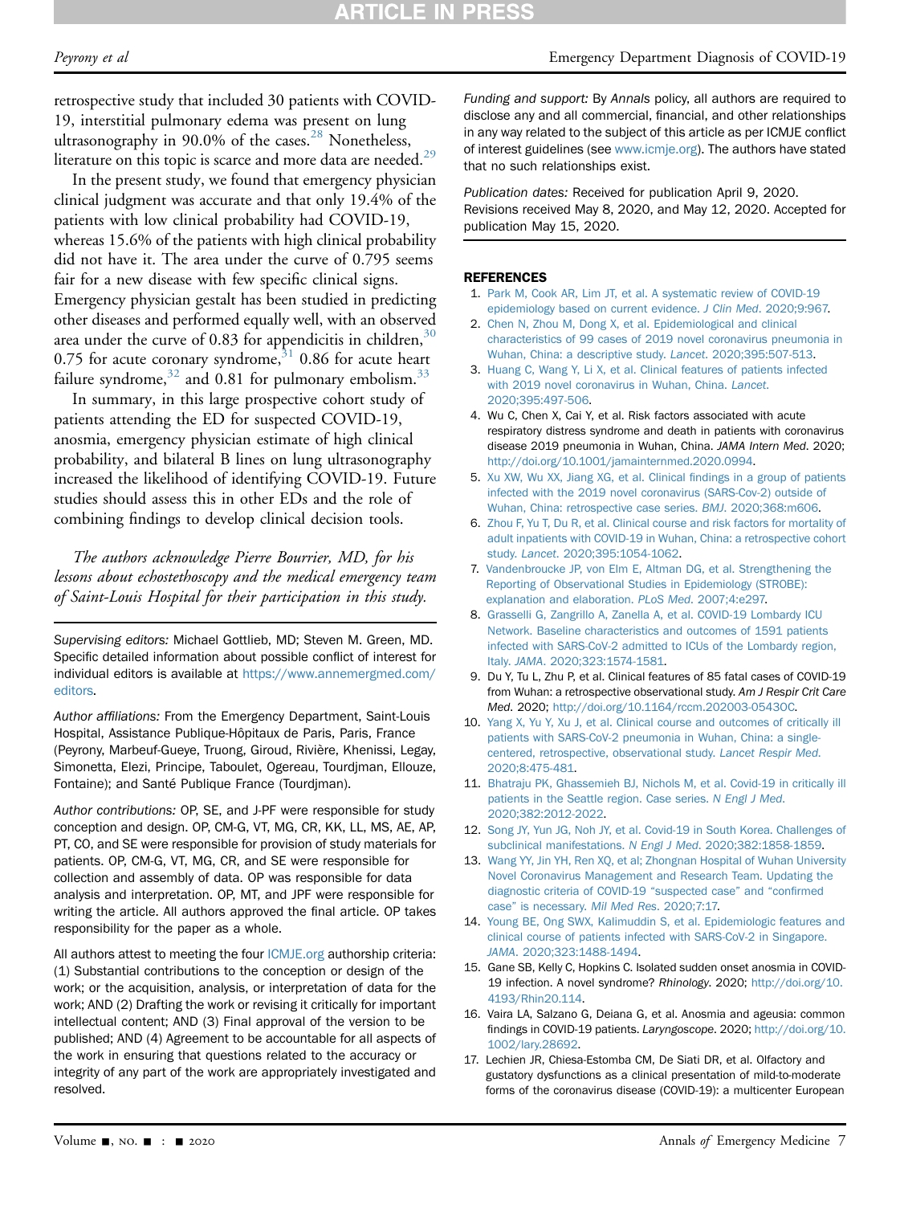retrospective study that included 30 patients with COVID-19, interstitial pulmonary edema was present on lung ultrasonography in 90.0% of the cases.[28] Nonetheless, literature on this topic is scarce and more data are needed.[29]

In the present study, we found that emergency physician clinical judgment was accurate and that only 19.4% of the patients with low clinical probability had COVID-19, whereas 15.6% of the patients with high clinical probability did not have it. The area under the curve of 0.795 seems fair for a new disease with few specific clinical signs. Emergency physician gestalt has been studied in predicting other diseases and performed equally well, with an observed area under the curve of 0.83 for appendicitis in children,[30] 0.75 for acute coronary syndrome,[31] 0.86 for acute heart failure syndrome,[32] and 0.81 for pulmonary embolism.[33]

In summary, in this large prospective cohort study of patients attending the ED for suspected COVID-19, anosmia, emergency physician estimate of high clinical probability, and bilateral B lines on lung ultrasonography increased the likelihood of identifying COVID-19. Future studies should assess this in other EDs and the role of combining findings to develop clinical decision tools.

*The authors acknowledge Pierre Bourrier, MD, for his lessons about echostethoscopy and the medical emergency team of Saint-Louis Hospital for their participation in this study.*

*Supervising editors:* Michael Gottlieb, MD; Steven M. Green, MD. Specific detailed information about possible conflict of interest for individual editors is available at https://www.annemergmed.com/editors.

*Author affiliations:* From the Emergency Department, Saint-Louis Hospital, Assistance Publique-Hôpitaux de Paris, Paris, France (Peyrony, Marbeuf-Gueye, Truong, Giroud, Rivière, Khenissi, Legay, Simonetta, Elezi, Principe, Taboulet, Ogereau, Tourdjman, Ellouze, Fontaine); and Santé Publique France (Tourdjman).

*Author contributions:* OP, SE, and J-PF were responsible for study conception and design. OP, CM-G, VT, MG, CR, KK, LL, MS, AE, AP, PT, CO, and SE were responsible for provision of study materials for patients. OP, CM-G, VT, MG, CR, and SE were responsible for collection and assembly of data. OP was responsible for data analysis and interpretation. OP, MT, and JPF were responsible for writing the article. All authors approved the final article. OP takes responsibility for the paper as a whole.

All authors attest to meeting the four ICMJE.org authorship criteria: (1) Substantial contributions to the conception or design of the work; or the acquisition, analysis, or interpretation of data for the work; AND (2) Drafting the work or revising it critically for important intellectual content; AND (3) Final approval of the version to be published; AND (4) Agreement to be accountable for all aspects of the work in ensuring that questions related to the accuracy or integrity of any part of the work are appropriately investigated and resolved.

*Funding and support:* By *Annals* policy, all authors are required to disclose any and all commercial, financial, and other relationships in any way related to the subject of this article as per ICMJE conflict of interest guidelines (see www.icmje.org). The authors have stated that no such relationships exist.

*Publication dates:* Received for publication April 9, 2020. Revisions received May 8, 2020, and May 12, 2020. Accepted for publication May 15, 2020.

## REFERENCES

1. Park M, Cook AR, Lim JT, et al. A systematic review of COVID-19 epidemiology based on current evidence. *J Clin Med*. 2020;9:967.
2. Chen N, Zhou M, Dong X, et al. Epidemiological and clinical characteristics of 99 cases of 2019 novel coronavirus pneumonia in Wuhan, China: a descriptive study. *Lancet*. 2020;395:507-513.
3. Huang C, Wang Y, Li X, et al. Clinical features of patients infected with 2019 novel coronavirus in Wuhan, China. *Lancet*. 2020;395:497-506.
4. Wu C, Chen X, Cai Y, et al. Risk factors associated with acute respiratory distress syndrome and death in patients with coronavirus disease 2019 pneumonia in Wuhan, China. *JAMA Intern Med*. 2020; http://doi.org/10.1001/jamainternmed.2020.0994.
5. Xu XW, Wu XX, Jiang XG, et al. Clinical findings in a group of patients infected with the 2019 novel coronavirus (SARS-Cov-2) outside of Wuhan, China: retrospective case series. *BMJ*. 2020;368:m606.
6. Zhou F, Yu T, Du R, et al. Clinical course and risk factors for mortality of adult inpatients with COVID-19 in Wuhan, China: a retrospective cohort study. *Lancet*. 2020;395:1054-1062.
7. Vandenbroucke JP, von Elm E, Altman DG, et al. Strengthening the Reporting of Observational Studies in Epidemiology (STROBE): explanation and elaboration. *PLoS Med*. 2007;4:e297.
8. Grasselli G, Zangrillo A, Zanella A, et al. COVID-19 Lombardy ICU Network. Baseline characteristics and outcomes of 1591 patients infected with SARS-CoV-2 admitted to ICUs of the Lombardy region, Italy. *JAMA*. 2020;323:1574-1581.
9. Du Y, Tu L, Zhu P, et al. Clinical features of 85 fatal cases of COVID-19 from Wuhan: a retrospective observational study. *Am J Respir Crit Care Med*. 2020; http://doi.org/10.1164/rccm.202003-0543OC.
10. Yang X, Yu Y, Xu J, et al. Clinical course and outcomes of critically ill patients with SARS-CoV-2 pneumonia in Wuhan, China: a single-centered, retrospective, observational study. *Lancet Respir Med*. 2020;8:475-481.
11. Bhatraju PK, Ghassemieh BJ, Nichols M, et al. Covid-19 in critically ill patients in the Seattle region. Case series. *N Engl J Med*. 2020;382:2012-2022.
12. Song JY, Yun JG, Noh JY, et al. Covid-19 in South Korea. Challenges of subclinical manifestations. *N Engl J Med*. 2020;382:1858-1859.
13. Wang YY, Jin YH, Ren XQ, et al; Zhongnan Hospital of Wuhan University Novel Coronavirus Management and Research Team. Updating the diagnostic criteria of COVID-19 "suspected case" and "confirmed case" is necessary. *Mil Med Res*. 2020;7:17.
14. Young BE, Ong SWX, Kalimuddin S, et al. Epidemiologic features and clinical course of patients infected with SARS-CoV-2 in Singapore. *JAMA*. 2020;323:1488-1494.
15. Gane SB, Kelly C, Hopkins C. Isolated sudden onset anosmia in COVID-19 infection. A novel syndrome? *Rhinology*. 2020; http://doi.org/10.4193/Rhin20.114.
16. Vaira LA, Salzano G, Deiana G, et al. Anosmia and ageusia: common findings in COVID-19 patients. *Laryngoscope*. 2020; http://doi.org/10.1002/lary.28692.
17. Lechien JR, Chiesa-Estomba CM, De Siati DR, et al. Olfactory and gustatory dysfunctions as a clinical presentation of mild-to-moderate forms of the coronavirus disease (COVID-19): a multicenter European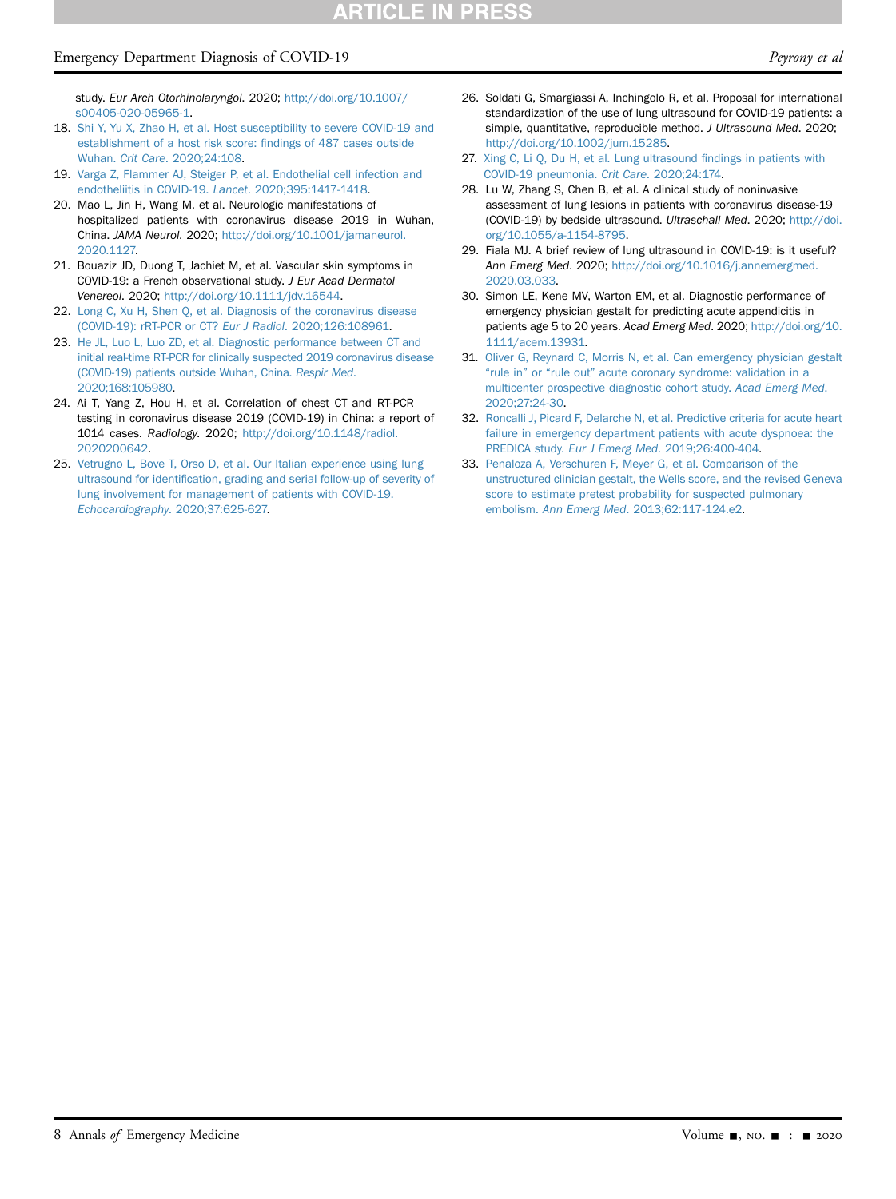study. *Eur Arch Otorhinolaryngol*. 2020; http://doi.org/10.1007/s00405-020-05965-1.

18. Shi Y, Yu X, Zhao H, et al. Host susceptibility to severe COVID-19 and establishment of a host risk score: findings of 487 cases outside Wuhan. *Crit Care*. 2020;24:108.
19. Varga Z, Flammer AJ, Steiger P, et al. Endothelial cell infection and endotheliitis in COVID-19. *Lancet*. 2020;395:1417-1418.
20. Mao L, Jin H, Wang M, et al. Neurologic manifestations of hospitalized patients with coronavirus disease 2019 in Wuhan, China. *JAMA Neurol*. 2020; http://doi.org/10.1001/jamaneurol.2020.1127.
21. Bouaziz JD, Duong T, Jachiet M, et al. Vascular skin symptoms in COVID-19: a French observational study. *J Eur Acad Dermatol Venereol*. 2020; http://doi.org/10.1111/jdv.16544.
22. Long C, Xu H, Shen Q, et al. Diagnosis of the coronavirus disease (COVID-19): rRT-PCR or CT? *Eur J Radiol*. 2020;126:108961.
23. He JL, Luo L, Luo ZD, et al. Diagnostic performance between CT and initial real-time RT-PCR for clinically suspected 2019 coronavirus disease (COVID-19) patients outside Wuhan, China. *Respir Med*. 2020;168:105980.
24. Ai T, Yang Z, Hou H, et al. Correlation of chest CT and RT-PCR testing in coronavirus disease 2019 (COVID-19) in China: a report of 1014 cases. *Radiology*. 2020; http://doi.org/10.1148/radiol.2020200642.
25. Vetrugno L, Bove T, Orso D, et al. Our Italian experience using lung ultrasound for identification, grading and serial follow-up of severity of lung involvement for management of patients with COVID-19. *Echocardiography*. 2020;37:625-627.
26. Soldati G, Smargiassi A, Inchingolo R, et al. Proposal for international standardization of the use of lung ultrasound for COVID-19 patients: a simple, quantitative, reproducible method. *J Ultrasound Med*. 2020; http://doi.org/10.1002/jum.15285.
27. Xing C, Li Q, Du H, et al. Lung ultrasound findings in patients with COVID-19 pneumonia. *Crit Care*. 2020;24:174.
28. Lu W, Zhang S, Chen B, et al. A clinical study of noninvasive assessment of lung lesions in patients with coronavirus disease-19 (COVID-19) by bedside ultrasound. *Ultraschall Med*. 2020; http://doi.org/10.1055/a-1154-8795.
29. Fiala MJ. A brief review of lung ultrasound in COVID-19: is it useful? *Ann Emerg Med*. 2020; http://doi.org/10.1016/j.annemergmed.2020.03.033.
30. Simon LE, Kene MV, Warton EM, et al. Diagnostic performance of emergency physician gestalt for predicting acute appendicitis in patients age 5 to 20 years. *Acad Emerg Med*. 2020; http://doi.org/10.1111/acem.13931.
31. Oliver G, Reynard C, Morris N, et al. Can emergency physician gestalt "rule in" or "rule out" acute coronary syndrome: validation in a multicenter prospective diagnostic cohort study. *Acad Emerg Med*. 2020;27:24-30.
32. Roncalli J, Picard F, Delarche N, et al. Predictive criteria for acute heart failure in emergency department patients with acute dyspnoea: the PREDICA study. *Eur J Emerg Med*. 2019;26:400-404.
33. Penaloza A, Verschuren F, Meyer G, et al. Comparison of the unstructured clinician gestalt, the Wells score, and the revised Geneva score to estimate pretest probability for suspected pulmonary embolism. *Ann Emerg Med*. 2013;62:117-124.e2.